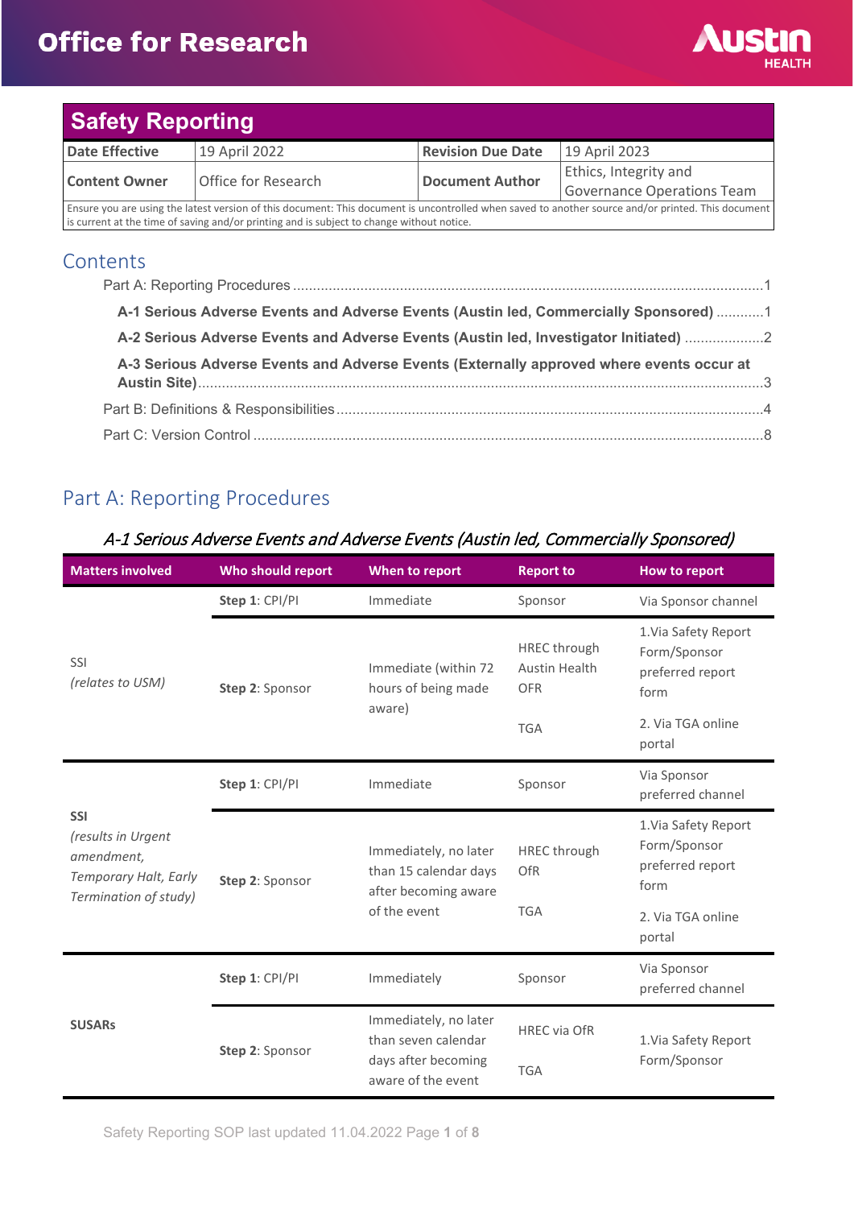# Office for Research

## Safety Reporting

| Date Effective | 19 April 2022 | Revision Due Date | 19 April 2023 |
|---|---|---|---|
| Content Owner | Office for Research | Document Author | Ethics, Integrity and Governance Operations Team |

Ensure you are using the latest version of this document: This document is uncontrolled when saved to another source and/or printed. This document is current at the time of saving and/or printing and is subject to change without notice.

## Contents

- Part A: Reporting Procedures ....1
  - **A-1 Serious Adverse Events and Adverse Events (Austin led, Commercially Sponsored)** ....1
  - **A-2 Serious Adverse Events and Adverse Events (Austin led, Investigator Initiated)** ....2
  - **A-3 Serious Adverse Events and Adverse Events (Externally approved where events occur at Austin Site)** ....3
- Part B: Definitions & Responsibilities ....4
- Part C: Version Control ....8

## Part A: Reporting Procedures

### *A-1 Serious Adverse Events and Adverse Events (Austin led, Commercially Sponsored)*

| Matters involved | Who should report | When to report | Report to | How to report |
|---|---|---|---|---|
| SSI *(relates to USM)* | **Step 1**: CPI/PI | Immediate | Sponsor | Via Sponsor channel |
| | **Step 2**: Sponsor | Immediate (within 72 hours of being made aware) | HREC through Austin Health OFR | 1.Via Safety Report Form/Sponsor preferred report form |
| | | | TGA | 2. Via TGA online portal |
| **SSI** *(results in Urgent amendment, Temporary Halt, Early Termination of study)* | **Step 1**: CPI/PI | Immediate | Sponsor | Via Sponsor preferred channel |
| | **Step 2**: Sponsor | Immediately, no later than 15 calendar days after becoming aware of the event | HREC through OfR | 1.Via Safety Report Form/Sponsor preferred report form |
| | | | TGA | 2. Via TGA online portal |
| **SUSARs** | **Step 1**: CPI/PI | Immediately | Sponsor | Via Sponsor preferred channel |
| | **Step 2**: Sponsor | Immediately, no later than seven calendar days after becoming aware of the event | HREC via OfR | 1.Via Safety Report Form/Sponsor |
| | | | TGA | |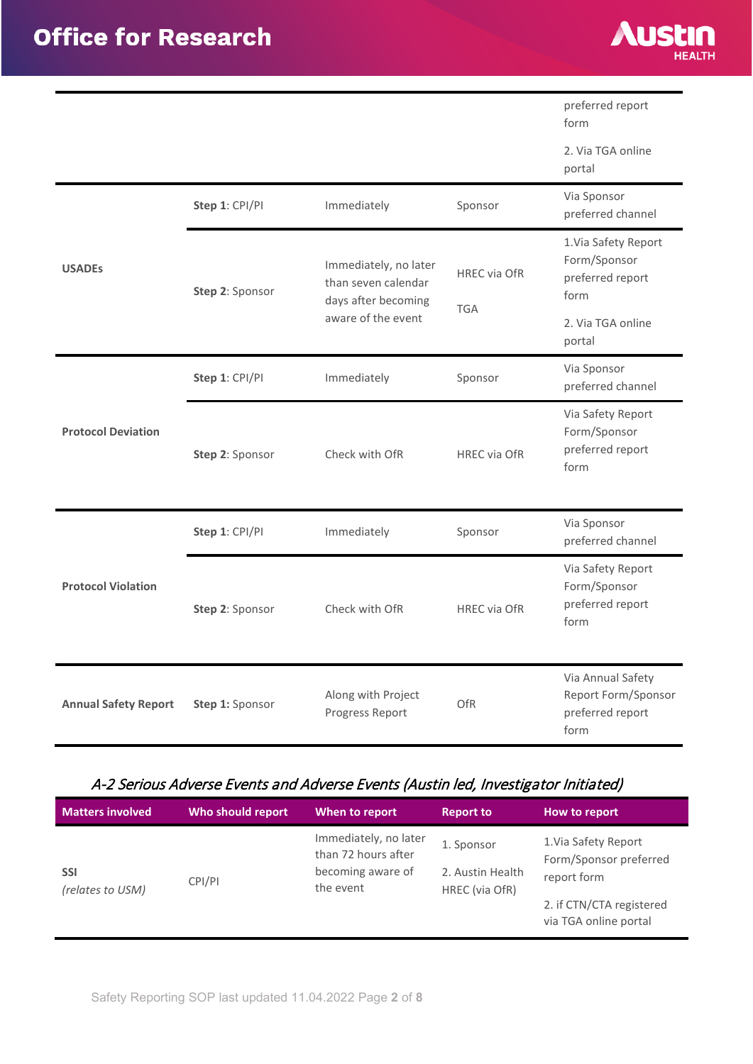| | | | | |
|---|---|---|---|---|
| | | | | preferred report form<br><br>2. Via TGA online portal |
| **USADEs** | **Step 1**: CPI/PI | Immediately | Sponsor | Via Sponsor preferred channel |
| | **Step 2**: Sponsor | Immediately, no later than seven calendar days after becoming aware of the event | HREC via OfR<br><br>TGA | 1.Via Safety Report Form/Sponsor preferred report form<br><br>2. Via TGA online portal |
| **Protocol Deviation** | **Step 1**: CPI/PI | Immediately | Sponsor | Via Sponsor preferred channel |
| | **Step 2**: Sponsor | Check with OfR | HREC via OfR | Via Safety Report Form/Sponsor preferred report form |
| **Protocol Violation** | **Step 1**: CPI/PI | Immediately | Sponsor | Via Sponsor preferred channel |
| | **Step 2**: Sponsor | Check with OfR | HREC via OfR | Via Safety Report Form/Sponsor preferred report form |
| **Annual Safety Report** | **Step 1:** Sponsor | Along with Project Progress Report | OfR | Via Annual Safety Report Form/Sponsor preferred report form |

### *A-2 Serious Adverse Events and Adverse Events (Austin led, Investigator Initiated)*

| Matters involved | Who should report | When to report | Report to | How to report |
|---|---|---|---|---|
| **SSI**<br>*(relates to USM)* | CPI/PI | Immediately, no later than 72 hours after becoming aware of the event | 1. Sponsor<br><br>2. Austin Health HREC (via OfR) | 1.Via Safety Report Form/Sponsor preferred report form<br><br>2. if CTN/CTA registered via TGA online portal |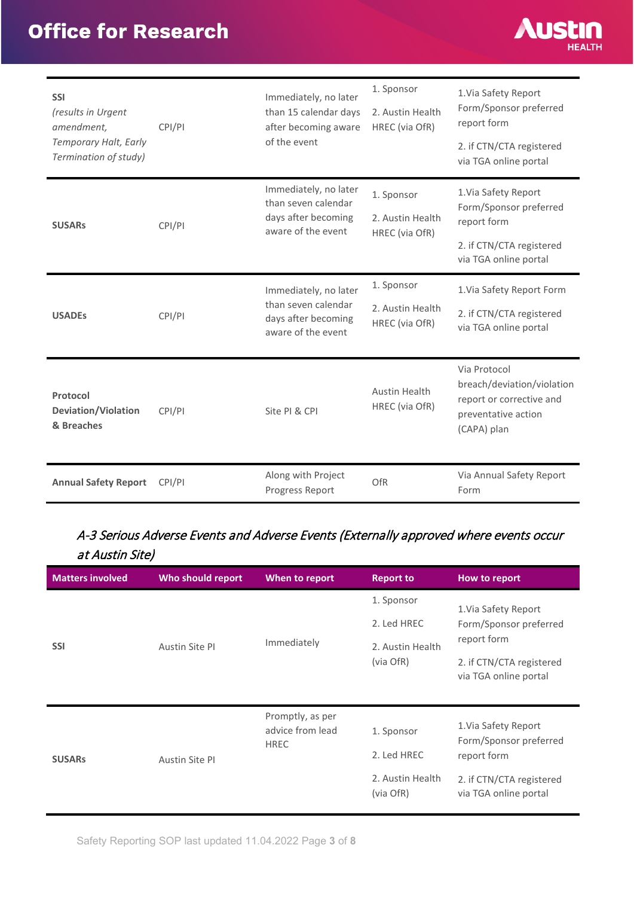| | | | | |
|---|---|---|---|---|
| **SSI** *(results in Urgent amendment, Temporary Halt, Early Termination of study)* | CPI/PI | Immediately, no later than 15 calendar days after becoming aware of the event | 1. Sponsor<br>2. Austin Health HREC (via OfR) | 1.Via Safety Report Form/Sponsor preferred report form<br>2. if CTN/CTA registered via TGA online portal |
| **SUSARs** | CPI/PI | Immediately, no later than seven calendar days after becoming aware of the event | 1. Sponsor<br>2. Austin Health HREC (via OfR) | 1.Via Safety Report Form/Sponsor preferred report form<br>2. if CTN/CTA registered via TGA online portal |
| **USADEs** | CPI/PI | Immediately, no later than seven calendar days after becoming aware of the event | 1. Sponsor<br>2. Austin Health HREC (via OfR) | 1.Via Safety Report Form<br>2. if CTN/CTA registered via TGA online portal |
| **Protocol Deviation/Violation & Breaches** | CPI/PI | Site PI & CPI | Austin Health HREC (via OfR) | Via Protocol breach/deviation/violation report or corrective and preventative action (CAPA) plan |
| **Annual Safety Report** | CPI/PI | Along with Project Progress Report | OfR | Via Annual Safety Report Form |

### *A-3 Serious Adverse Events and Adverse Events (Externally approved where events occur at Austin Site)*

| Matters involved | Who should report | When to report | Report to | How to report |
|---|---|---|---|---|
| **SSI** | Austin Site PI | Immediately | 1. Sponsor<br>2. Led HREC<br>2. Austin Health (via OfR) | 1.Via Safety Report Form/Sponsor preferred report form<br>2. if CTN/CTA registered via TGA online portal |
| **SUSARs** | Austin Site PI | Promptly, as per advice from lead HREC | 1. Sponsor<br>2. Led HREC<br>2. Austin Health (via OfR) | 1.Via Safety Report Form/Sponsor preferred report form<br>2. if CTN/CTA registered via TGA online portal |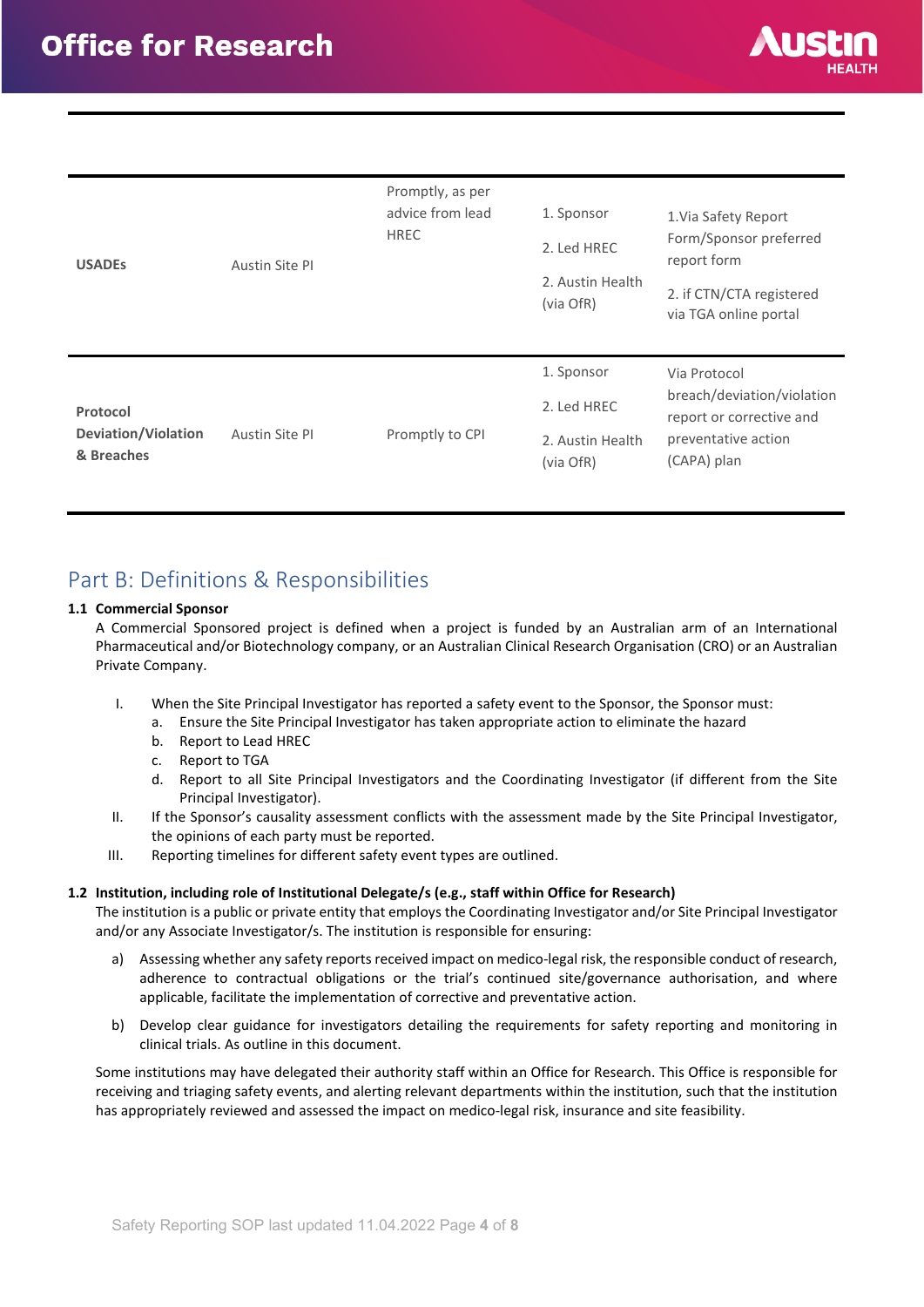| | | | | |
|---|---|---|---|---|
| **USADEs** | Austin Site PI | Promptly, as per advice from lead HREC | 1. Sponsor<br>2. Led HREC<br>2. Austin Health (via OfR) | 1.Via Safety Report Form/Sponsor preferred report form<br>2. if CTN/CTA registered via TGA online portal |
| **Protocol Deviation/Violation & Breaches** | Austin Site PI | Promptly to CPI | 1. Sponsor<br>2. Led HREC<br>2. Austin Health (via OfR) | Via Protocol breach/deviation/violation report or corrective and preventative action (CAPA) plan |

## Part B: Definitions & Responsibilities

**1.1 Commercial Sponsor**

A Commercial Sponsored project is defined when a project is funded by an Australian arm of an International Pharmaceutical and/or Biotechnology company, or an Australian Clinical Research Organisation (CRO) or an Australian Private Company.

I. When the Site Principal Investigator has reported a safety event to the Sponsor, the Sponsor must:
   a. Ensure the Site Principal Investigator has taken appropriate action to eliminate the hazard
   b. Report to Lead HREC
   c. Report to TGA
   d. Report to all Site Principal Investigators and the Coordinating Investigator (if different from the Site Principal Investigator).

II. If the Sponsor's causality assessment conflicts with the assessment made by the Site Principal Investigator, the opinions of each party must be reported.

III. Reporting timelines for different safety event types are outlined.

**1.2 Institution, including role of Institutional Delegate/s (e.g., staff within Office for Research)**

The institution is a public or private entity that employs the Coordinating Investigator and/or Site Principal Investigator and/or any Associate Investigator/s. The institution is responsible for ensuring:

a) Assessing whether any safety reports received impact on medico-legal risk, the responsible conduct of research, adherence to contractual obligations or the trial's continued site/governance authorisation, and where applicable, facilitate the implementation of corrective and preventative action.

b) Develop clear guidance for investigators detailing the requirements for safety reporting and monitoring in clinical trials. As outline in this document.

Some institutions may have delegated their authority staff within an Office for Research. This Office is responsible for receiving and triaging safety events, and alerting relevant departments within the institution, such that the institution has appropriately reviewed and assessed the impact on medico-legal risk, insurance and site feasibility.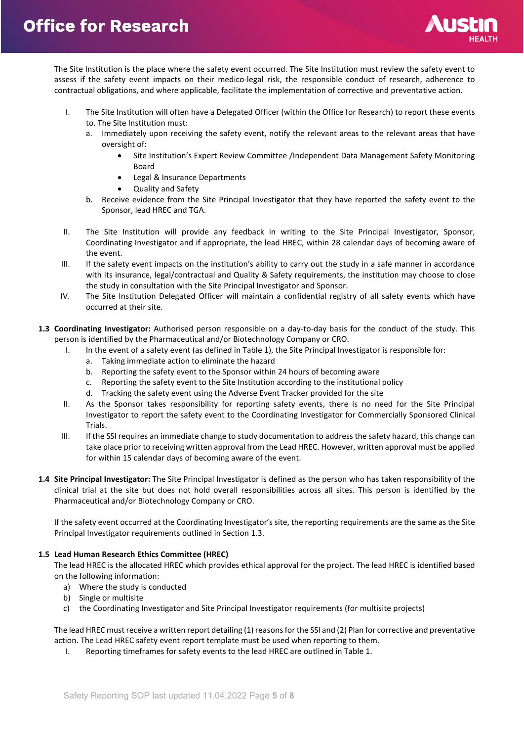The Site Institution is the place where the safety event occurred. The Site Institution must review the safety event to assess if the safety event impacts on their medico-legal risk, the responsible conduct of research, adherence to contractual obligations, and where applicable, facilitate the implementation of corrective and preventative action.

I. The Site Institution will often have a Delegated Officer (within the Office for Research) to report these events to. The Site Institution must:
   a. Immediately upon receiving the safety event, notify the relevant areas to the relevant areas that have oversight of:
      - Site Institution's Expert Review Committee /Independent Data Management Safety Monitoring Board
      - Legal & Insurance Departments
      - Quality and Safety
   b. Receive evidence from the Site Principal Investigator that they have reported the safety event to the Sponsor, lead HREC and TGA.

II. The Site Institution will provide any feedback in writing to the Site Principal Investigator, Sponsor, Coordinating Investigator and if appropriate, the lead HREC, within 28 calendar days of becoming aware of the event.

III. If the safety event impacts on the institution's ability to carry out the study in a safe manner in accordance with its insurance, legal/contractual and Quality & Safety requirements, the institution may choose to close the study in consultation with the Site Principal Investigator and Sponsor.

IV. The Site Institution Delegated Officer will maintain a confidential registry of all safety events which have occurred at their site.

**1.3 Coordinating Investigator:** Authorised person responsible on a day-to-day basis for the conduct of the study. This person is identified by the Pharmaceutical and/or Biotechnology Company or CRO.

I. In the event of a safety event (as defined in Table 1), the Site Principal Investigator is responsible for:
   a. Taking immediate action to eliminate the hazard
   b. Reporting the safety event to the Sponsor within 24 hours of becoming aware
   c. Reporting the safety event to the Site Institution according to the institutional policy
   d. Tracking the safety event using the Adverse Event Tracker provided for the site

II. As the Sponsor takes responsibility for reporting safety events, there is no need for the Site Principal Investigator to report the safety event to the Coordinating Investigator for Commercially Sponsored Clinical Trials.

III. If the SSI requires an immediate change to study documentation to address the safety hazard, this change can take place prior to receiving written approval from the Lead HREC. However, written approval must be applied for within 15 calendar days of becoming aware of the event.

**1.4 Site Principal Investigator:** The Site Principal Investigator is defined as the person who has taken responsibility of the clinical trial at the site but does not hold overall responsibilities across all sites. This person is identified by the Pharmaceutical and/or Biotechnology Company or CRO.

If the safety event occurred at the Coordinating Investigator's site, the reporting requirements are the same as the Site Principal Investigator requirements outlined in Section 1.3.

**1.5 Lead Human Research Ethics Committee (HREC)**

The lead HREC is the allocated HREC which provides ethical approval for the project. The lead HREC is identified based on the following information:

a) Where the study is conducted
b) Single or multisite
c) the Coordinating Investigator and Site Principal Investigator requirements (for multisite projects)

The lead HREC must receive a written report detailing (1) reasons for the SSI and (2) Plan for corrective and preventative action. The Lead HREC safety event report template must be used when reporting to them.

I. Reporting timeframes for safety events to the lead HREC are outlined in Table 1.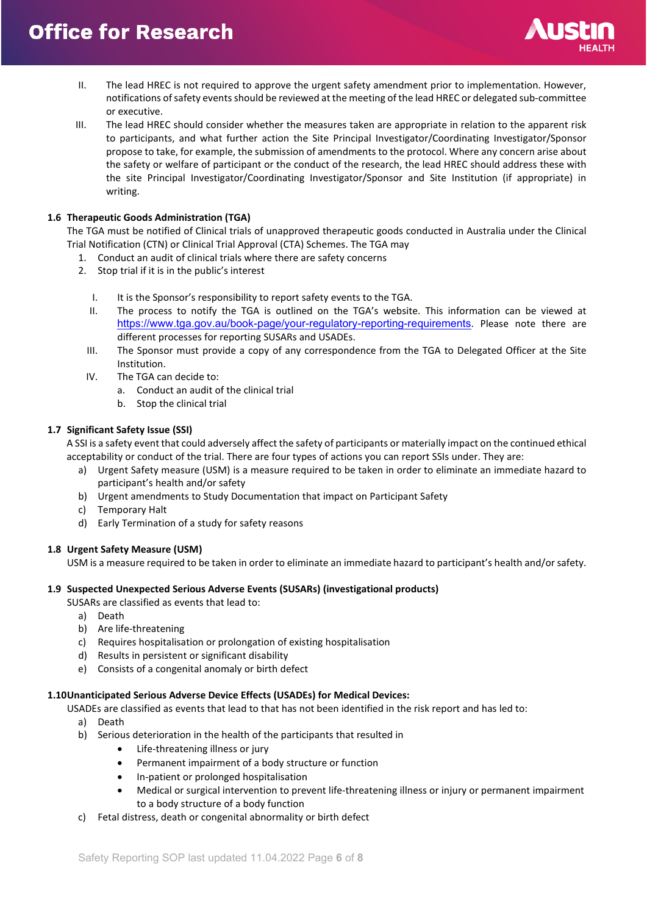II. The lead HREC is not required to approve the urgent safety amendment prior to implementation. However, notifications of safety events should be reviewed at the meeting of the lead HREC or delegated sub-committee or executive.

III. The lead HREC should consider whether the measures taken are appropriate in relation to the apparent risk to participants, and what further action the Site Principal Investigator/Coordinating Investigator/Sponsor propose to take, for example, the submission of amendments to the protocol. Where any concern arise about the safety or welfare of participant or the conduct of the research, the lead HREC should address these with the site Principal Investigator/Coordinating Investigator/Sponsor and Site Institution (if appropriate) in writing.

### 1.6 Therapeutic Goods Administration (TGA)

The TGA must be notified of Clinical trials of unapproved therapeutic goods conducted in Australia under the Clinical Trial Notification (CTN) or Clinical Trial Approval (CTA) Schemes. The TGA may

1. Conduct an audit of clinical trials where there are safety concerns
2. Stop trial if it is in the public's interest

I. It is the Sponsor's responsibility to report safety events to the TGA.

II. The process to notify the TGA is outlined on the TGA's website. This information can be viewed at https://www.tga.gov.au/book-page/your-regulatory-reporting-requirements. Please note there are different processes for reporting SUSARs and USADEs.

III. The Sponsor must provide a copy of any correspondence from the TGA to Delegated Officer at the Site Institution.

IV. The TGA can decide to:
   a. Conduct an audit of the clinical trial
   b. Stop the clinical trial

### 1.7 Significant Safety Issue (SSI)

A SSI is a safety event that could adversely affect the safety of participants or materially impact on the continued ethical acceptability or conduct of the trial. There are four types of actions you can report SSIs under. They are:

a) Urgent Safety measure (USM) is a measure required to be taken in order to eliminate an immediate hazard to participant's health and/or safety
b) Urgent amendments to Study Documentation that impact on Participant Safety
c) Temporary Halt
d) Early Termination of a study for safety reasons

### 1.8 Urgent Safety Measure (USM)

USM is a measure required to be taken in order to eliminate an immediate hazard to participant's health and/or safety.

### 1.9 Suspected Unexpected Serious Adverse Events (SUSARs) (investigational products)

SUSARs are classified as events that lead to:

a) Death
b) Are life-threatening
c) Requires hospitalisation or prolongation of existing hospitalisation
d) Results in persistent or significant disability
e) Consists of a congenital anomaly or birth defect

### 1.10 Unanticipated Serious Adverse Device Effects (USADEs) for Medical Devices:

USADEs are classified as events that lead to that has not been identified in the risk report and has led to:

a) Death
b) Serious deterioration in the health of the participants that resulted in
   - Life-threatening illness or jury
   - Permanent impairment of a body structure or function
   - In-patient or prolonged hospitalisation
   - Medical or surgical intervention to prevent life-threatening illness or injury or permanent impairment to a body structure of a body function
c) Fetal distress, death or congenital abnormality or birth defect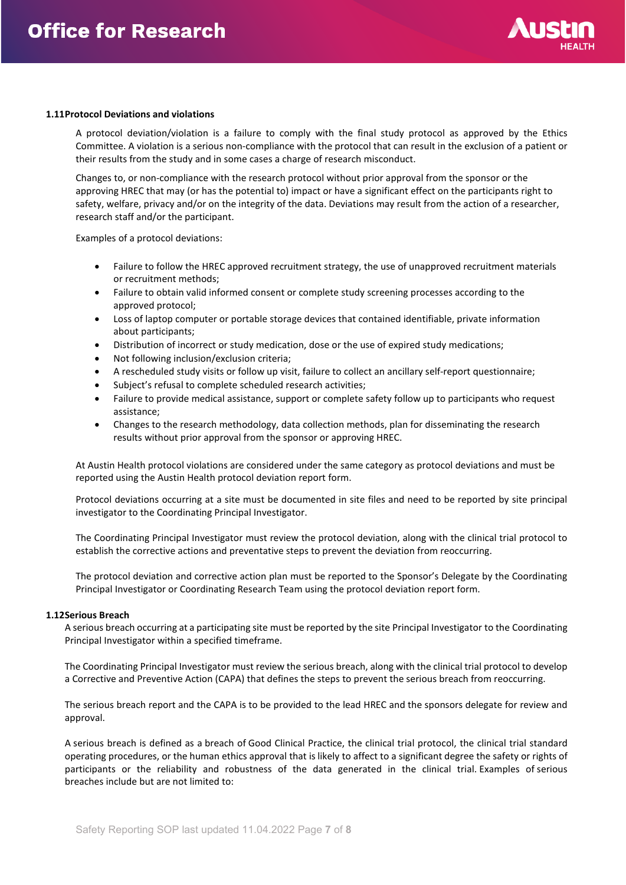### 1.11 Protocol Deviations and violations

A protocol deviation/violation is a failure to comply with the final study protocol as approved by the Ethics Committee. A violation is a serious non-compliance with the protocol that can result in the exclusion of a patient or their results from the study and in some cases a charge of research misconduct.

Changes to, or non-compliance with the research protocol without prior approval from the sponsor or the approving HREC that may (or has the potential to) impact or have a significant effect on the participants right to safety, welfare, privacy and/or on the integrity of the data. Deviations may result from the action of a researcher, research staff and/or the participant.

Examples of a protocol deviations:

- Failure to follow the HREC approved recruitment strategy, the use of unapproved recruitment materials or recruitment methods;
- Failure to obtain valid informed consent or complete study screening processes according to the approved protocol;
- Loss of laptop computer or portable storage devices that contained identifiable, private information about participants;
- Distribution of incorrect or study medication, dose or the use of expired study medications;
- Not following inclusion/exclusion criteria;
- A rescheduled study visits or follow up visit, failure to collect an ancillary self-report questionnaire;
- Subject's refusal to complete scheduled research activities;
- Failure to provide medical assistance, support or complete safety follow up to participants who request assistance;
- Changes to the research methodology, data collection methods, plan for disseminating the research results without prior approval from the sponsor or approving HREC.

At Austin Health protocol violations are considered under the same category as protocol deviations and must be reported using the Austin Health protocol deviation report form.

Protocol deviations occurring at a site must be documented in site files and need to be reported by site principal investigator to the Coordinating Principal Investigator.

The Coordinating Principal Investigator must review the protocol deviation, along with the clinical trial protocol to establish the corrective actions and preventative steps to prevent the deviation from reoccurring.

The protocol deviation and corrective action plan must be reported to the Sponsor's Delegate by the Coordinating Principal Investigator or Coordinating Research Team using the protocol deviation report form.

### 1.12 Serious Breach

A serious breach occurring at a participating site must be reported by the site Principal Investigator to the Coordinating Principal Investigator within a specified timeframe.

The Coordinating Principal Investigator must review the serious breach, along with the clinical trial protocol to develop a Corrective and Preventive Action (CAPA) that defines the steps to prevent the serious breach from reoccurring.

The serious breach report and the CAPA is to be provided to the lead HREC and the sponsors delegate for review and approval.

A serious breach is defined as a breach of Good Clinical Practice, the clinical trial protocol, the clinical trial standard operating procedures, or the human ethics approval that is likely to affect to a significant degree the safety or rights of participants or the reliability and robustness of the data generated in the clinical trial. Examples of serious breaches include but are not limited to: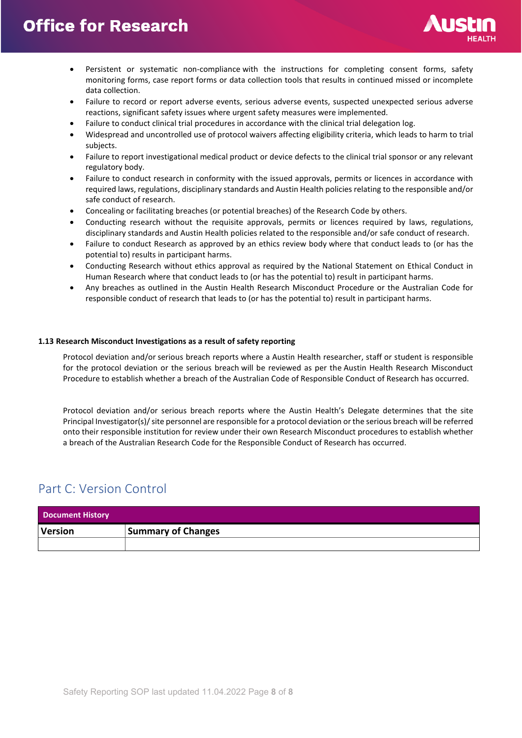- Persistent or systematic non-compliance with the instructions for completing consent forms, safety monitoring forms, case report forms or data collection tools that results in continued missed or incomplete data collection.
- Failure to record or report adverse events, serious adverse events, suspected unexpected serious adverse reactions, significant safety issues where urgent safety measures were implemented.
- Failure to conduct clinical trial procedures in accordance with the clinical trial delegation log.
- Widespread and uncontrolled use of protocol waivers affecting eligibility criteria, which leads to harm to trial subjects.
- Failure to report investigational medical product or device defects to the clinical trial sponsor or any relevant regulatory body.
- Failure to conduct research in conformity with the issued approvals, permits or licences in accordance with required laws, regulations, disciplinary standards and Austin Health policies relating to the responsible and/or safe conduct of research.
- Concealing or facilitating breaches (or potential breaches) of the Research Code by others.
- Conducting research without the requisite approvals, permits or licences required by laws, regulations, disciplinary standards and Austin Health policies related to the responsible and/or safe conduct of research.
- Failure to conduct Research as approved by an ethics review body where that conduct leads to (or has the potential to) results in participant harms.
- Conducting Research without ethics approval as required by the National Statement on Ethical Conduct in Human Research where that conduct leads to (or has the potential to) result in participant harms.
- Any breaches as outlined in the Austin Health Research Misconduct Procedure or the Australian Code for responsible conduct of research that leads to (or has the potential to) result in participant harms.

**1.13 Research Misconduct Investigations as a result of safety reporting**

Protocol deviation and/or serious breach reports where a Austin Health researcher, staff or student is responsible for the protocol deviation or the serious breach will be reviewed as per the Austin Health Research Misconduct Procedure to establish whether a breach of the Australian Code of Responsible Conduct of Research has occurred.

Protocol deviation and/or serious breach reports where the Austin Health's Delegate determines that the site Principal Investigator(s)/ site personnel are responsible for a protocol deviation or the serious breach will be referred onto their responsible institution for review under their own Research Misconduct procedures to establish whether a breach of the Australian Research Code for the Responsible Conduct of Research has occurred.

## Part C: Version Control

| Document History | |
|---|---|
| **Version** | **Summary of Changes** |
| | |